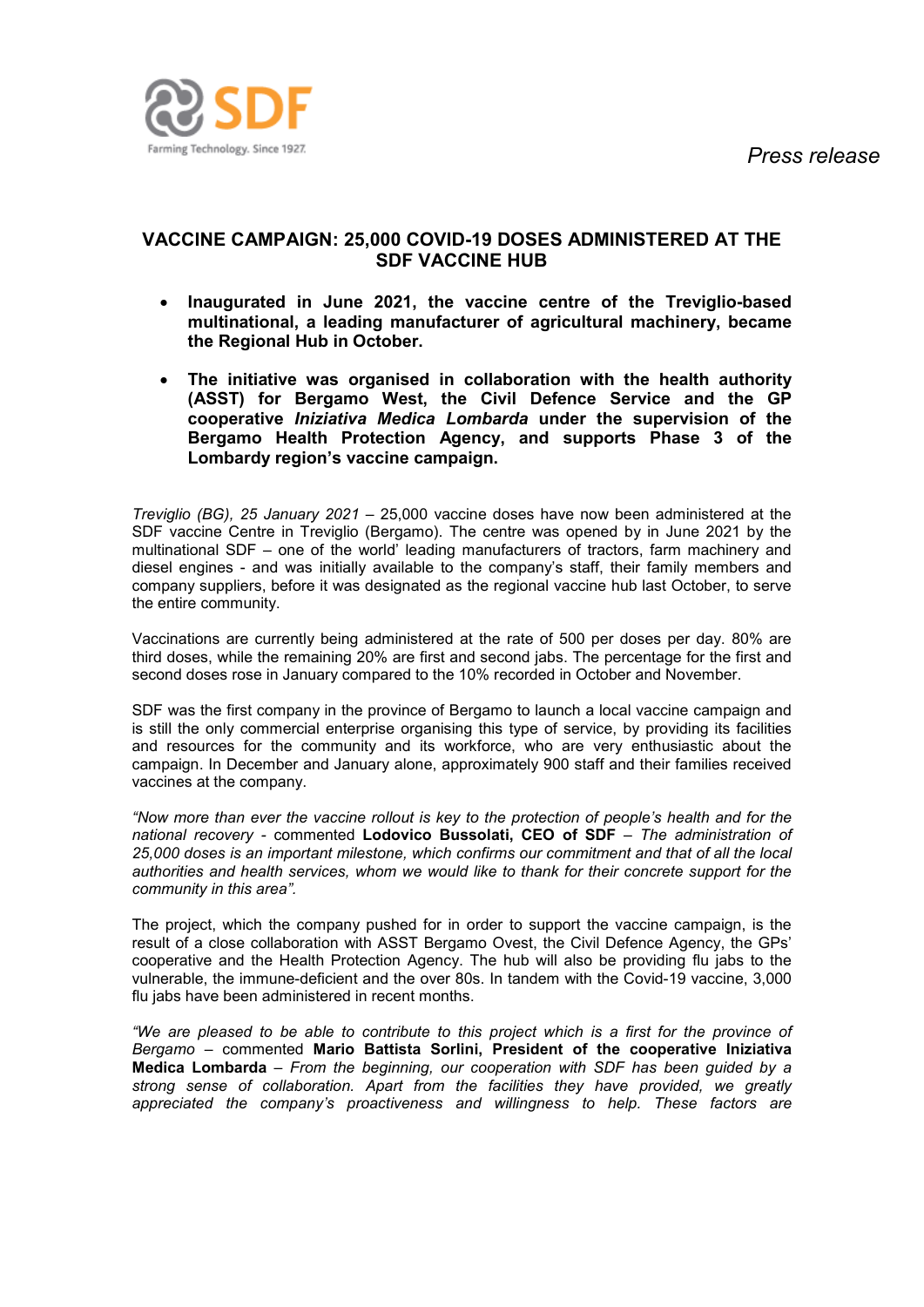*Press release*

# VACCINE CAMPAIGN: 25,000 COVID-19 DOSES ADMINISTERED AT THE SDF VACCINE HUB

- **Inaugurated in June 2021, the vaccine centre of the Treviglio-based multinational, a leading manufacturer of agricultural machinery, became the Regional Hub in October.**
- **The initiative was organised in collaboration with the health authority (ASST) for Bergamo West, the Civil Defence Service and the GP cooperative *Iniziativa Medica Lombarda* under the supervision of the Bergamo Health Protection Agency, and supports Phase 3 of the Lombardy region's vaccine campaign.**

*Treviglio (BG), 25 January 2021* – 25,000 vaccine doses have now been administered at the SDF vaccine Centre in Treviglio (Bergamo). The centre was opened by in June 2021 by the multinational SDF – one of the world' leading manufacturers of tractors, farm machinery and diesel engines - and was initially available to the company's staff, their family members and company suppliers, before it was designated as the regional vaccine hub last October, to serve the entire community.

Vaccinations are currently being administered at the rate of 500 per doses per day. 80% are third doses, while the remaining 20% are first and second jabs. The percentage for the first and second doses rose in January compared to the 10% recorded in October and November.

SDF was the first company in the province of Bergamo to launch a local vaccine campaign and is still the only commercial enterprise organising this type of service, by providing its facilities and resources for the community and its workforce, who are very enthusiastic about the campaign. In December and January alone, approximately 900 staff and their families received vaccines at the company.

*"Now more than ever the vaccine rollout is key to the protection of people's health and for the national recovery* - commented **Lodovico Bussolati, CEO of SDF** – *The administration of 25,000 doses is an important milestone, which confirms our commitment and that of all the local authorities and health services, whom we would like to thank for their concrete support for the community in this area".*

The project, which the company pushed for in order to support the vaccine campaign, is the result of a close collaboration with ASST Bergamo Ovest, the Civil Defence Agency, the GPs' cooperative and the Health Protection Agency. The hub will also be providing flu jabs to the vulnerable, the immune-deficient and the over 80s. In tandem with the Covid-19 vaccine, 3,000 flu jabs have been administered in recent months.

*"We are pleased to be able to contribute to this project which is a first for the province of Bergamo* – commented **Mario Battista Sorlini, President of the cooperative Iniziativa Medica Lombarda** – *From the beginning, our cooperation with SDF has been guided by a strong sense of collaboration. Apart from the facilities they have provided, we greatly appreciated the company's proactiveness and willingness to help. These factors are*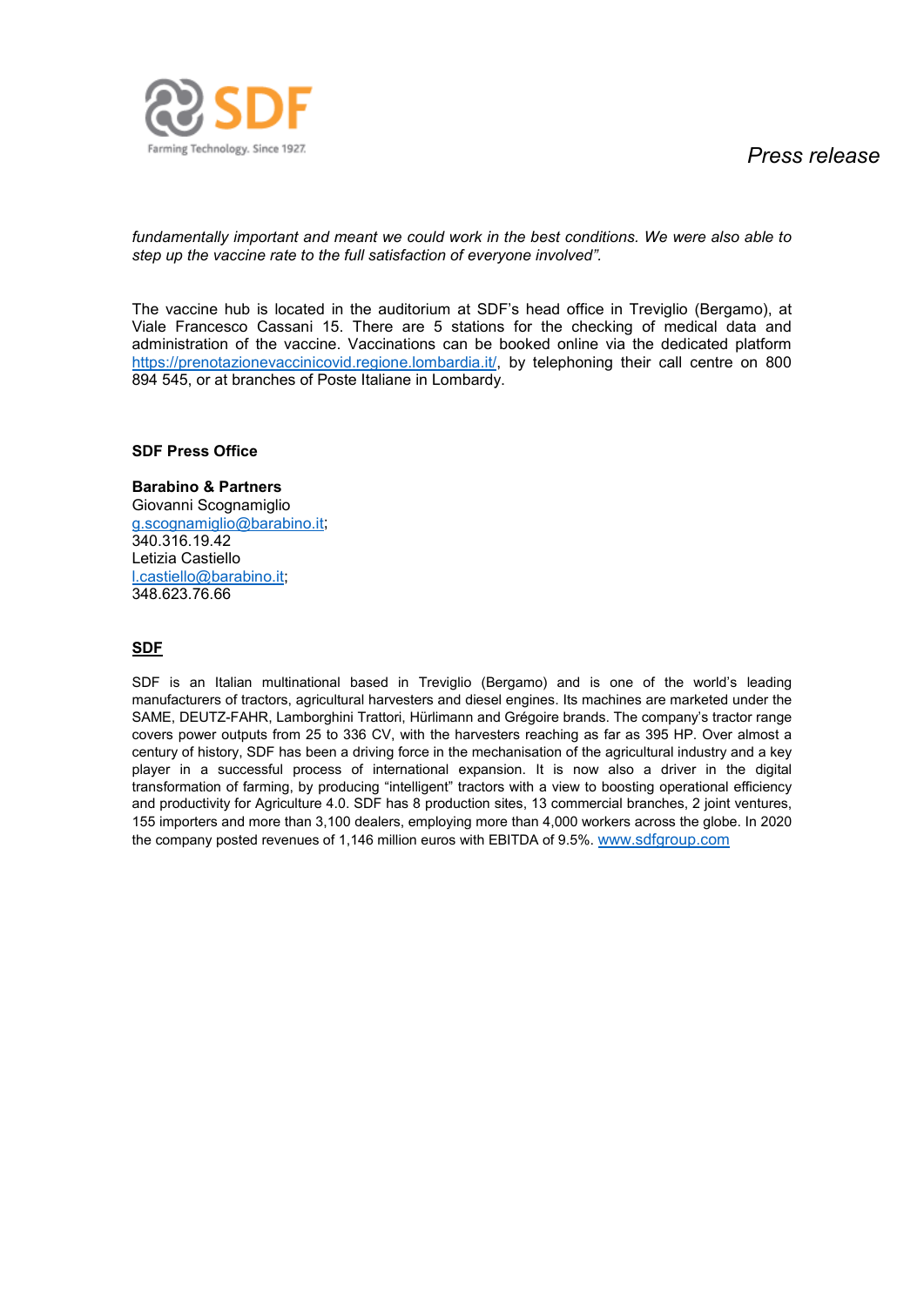*fundamentally important and meant we could work in the best conditions. We were also able to step up the vaccine rate to the full satisfaction of everyone involved".*

The vaccine hub is located in the auditorium at SDF's head office in Treviglio (Bergamo), at Viale Francesco Cassani 15. There are 5 stations for the checking of medical data and administration of the vaccine. Vaccinations can be booked online via the dedicated platform https://prenotazionevaccinicovid.regione.lombardia.it/, by telephoning their call centre on 800 894 545, or at branches of Poste Italiane in Lombardy.

**SDF Press Office**

**Barabino & Partners**
Giovanni Scognamiglio
g.scognamiglio@barabino.it;
340.316.19.42
Letizia Castiello
l.castiello@barabino.it;
348.623.76.66

**SDF**

SDF is an Italian multinational based in Treviglio (Bergamo) and is one of the world's leading manufacturers of tractors, agricultural harvesters and diesel engines. Its machines are marketed under the SAME, DEUTZ-FAHR, Lamborghini Trattori, Hürlimann and Grégoire brands. The company's tractor range covers power outputs from 25 to 336 CV, with the harvesters reaching as far as 395 HP. Over almost a century of history, SDF has been a driving force in the mechanisation of the agricultural industry and a key player in a successful process of international expansion. It is now also a driver in the digital transformation of farming, by producing "intelligent" tractors with a view to boosting operational efficiency and productivity for Agriculture 4.0. SDF has 8 production sites, 13 commercial branches, 2 joint ventures, 155 importers and more than 3,100 dealers, employing more than 4,000 workers across the globe. In 2020 the company posted revenues of 1,146 million euros with EBITDA of 9.5%. www.sdfgroup.com